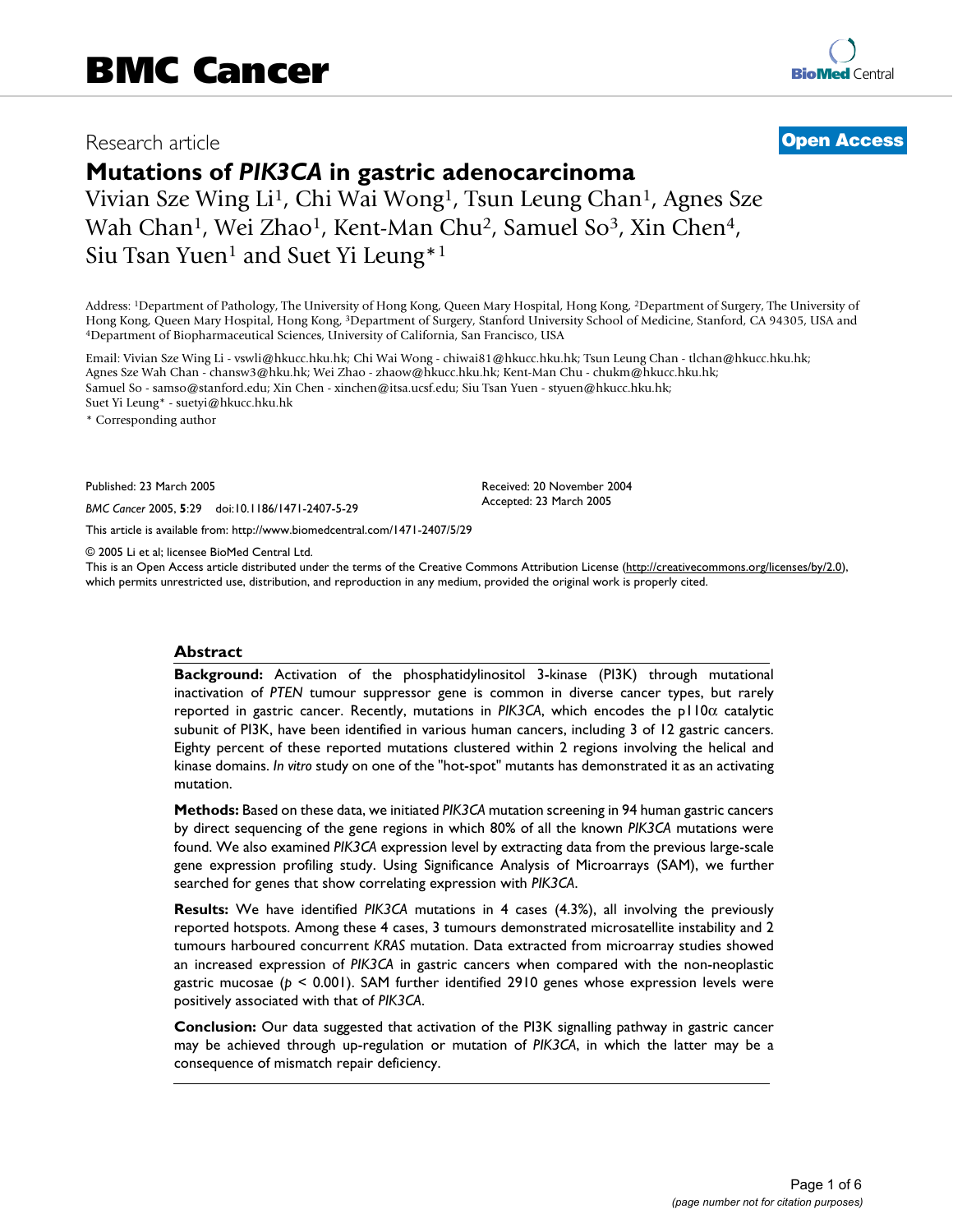Research article

**Open Access**

# Mutations of *PIK3CA* in gastric adenocarcinoma

Vivian Sze Wing Li[1], Chi Wai Wong[1], Tsun Leung Chan[1], Agnes Sze Wah Chan[1], Wei Zhao[1], Kent-Man Chu[2], Samuel So[3], Xin Chen[4], Siu Tsan Yuen[1] and Suet Yi Leung*[1]

Address: [1]Department of Pathology, The University of Hong Kong, Queen Mary Hospital, Hong Kong, [2]Department of Surgery, The University of Hong Kong, Queen Mary Hospital, Hong Kong, [3]Department of Surgery, Stanford University School of Medicine, Stanford, CA 94305, USA and [4]Department of Biopharmaceutical Sciences, University of California, San Francisco, USA

Email: Vivian Sze Wing Li - vswli@hkucc.hku.hk; Chi Wai Wong - chiwai81@hkucc.hku.hk; Tsun Leung Chan - tlchan@hkucc.hku.hk; Agnes Sze Wah Chan - chansw3@hku.hk; Wei Zhao - zhaow@hkucc.hku.hk; Kent-Man Chu - chukm@hkucc.hku.hk; Samuel So - samso@stanford.edu; Xin Chen - xinchen@itsa.ucsf.edu; Siu Tsan Yuen - styuen@hkucc.hku.hk; Suet Yi Leung* - suetyi@hkucc.hku.hk

\* Corresponding author

Published: 23 March 2005

*BMC Cancer* 2005, **5**:29 doi:10.1186/1471-2407-5-29

Received: 20 November 2004
Accepted: 23 March 2005

This article is available from: http://www.biomedcentral.com/1471-2407/5/29

© 2005 Li et al; licensee BioMed Central Ltd.
This is an Open Access article distributed under the terms of the Creative Commons Attribution License (http://creativecommons.org/licenses/by/2.0), which permits unrestricted use, distribution, and reproduction in any medium, provided the original work is properly cited.

## Abstract

**Background:** Activation of the phosphatidylinositol 3-kinase (PI3K) through mutational inactivation of *PTEN* tumour suppressor gene is common in diverse cancer types, but rarely reported in gastric cancer. Recently, mutations in *PIK3CA*, which encodes the p110α catalytic subunit of PI3K, have been identified in various human cancers, including 3 of 12 gastric cancers. Eighty percent of these reported mutations clustered within 2 regions involving the helical and kinase domains. *In vitro* study on one of the "hot-spot" mutants has demonstrated it as an activating mutation.

**Methods:** Based on these data, we initiated *PIK3CA* mutation screening in 94 human gastric cancers by direct sequencing of the gene regions in which 80% of all the known *PIK3CA* mutations were found. We also examined *PIK3CA* expression level by extracting data from the previous large-scale gene expression profiling study. Using Significance Analysis of Microarrays (SAM), we further searched for genes that show correlating expression with *PIK3CA*.

**Results:** We have identified *PIK3CA* mutations in 4 cases (4.3%), all involving the previously reported hotspots. Among these 4 cases, 3 tumours demonstrated microsatellite instability and 2 tumours harboured concurrent *KRAS* mutation. Data extracted from microarray studies showed an increased expression of *PIK3CA* in gastric cancers when compared with the non-neoplastic gastric mucosae ($p < 0.001$). SAM further identified 2910 genes whose expression levels were positively associated with that of *PIK3CA*.

**Conclusion:** Our data suggested that activation of the PI3K signalling pathway in gastric cancer may be achieved through up-regulation or mutation of *PIK3CA*, in which the latter may be a consequence of mismatch repair deficiency.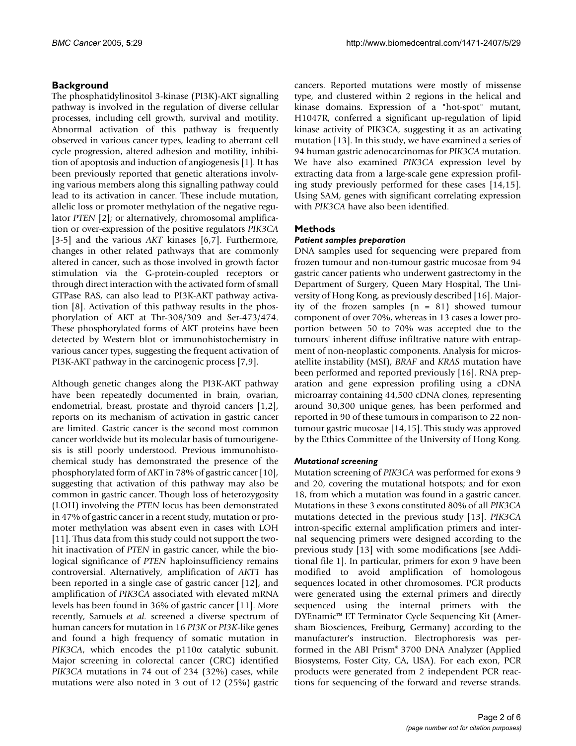## Background

The phosphatidylinositol 3-kinase (PI3K)-AKT signalling pathway is involved in the regulation of diverse cellular processes, including cell growth, survival and motility. Abnormal activation of this pathway is frequently observed in various cancer types, leading to aberrant cell cycle progression, altered adhesion and motility, inhibition of apoptosis and induction of angiogenesis [1]. It has been previously reported that genetic alterations involving various members along this signalling pathway could lead to its activation in cancer. These include mutation, allelic loss or promoter methylation of the negative regulator *PTEN* [2]; or alternatively, chromosomal amplification or over-expression of the positive regulators *PIK3CA* [3-5] and the various *AKT* kinases [6,7]. Furthermore, changes in other related pathways that are commonly altered in cancer, such as those involved in growth factor stimulation via the G-protein-coupled receptors or through direct interaction with the activated form of small GTPase RAS, can also lead to PI3K-AKT pathway activation [8]. Activation of this pathway results in the phosphorylation of AKT at Thr-308/309 and Ser-473/474. These phosphorylated forms of AKT proteins have been detected by Western blot or immunohistochemistry in various cancer types, suggesting the frequent activation of PI3K-AKT pathway in the carcinogenic process [7,9].

Although genetic changes along the PI3K-AKT pathway have been repeatedly documented in brain, ovarian, endometrial, breast, prostate and thyroid cancers [1,2], reports on its mechanism of activation in gastric cancer are limited. Gastric cancer is the second most common cancer worldwide but its molecular basis of tumourigenesis is still poorly understood. Previous immunohistochemical study has demonstrated the presence of the phosphorylated form of AKT in 78% of gastric cancer [10], suggesting that activation of this pathway may also be common in gastric cancer. Though loss of heterozygosity (LOH) involving the *PTEN* locus has been demonstrated in 47% of gastric cancer in a recent study, mutation or promoter methylation was absent even in cases with LOH [11]. Thus data from this study could not support the two-hit inactivation of *PTEN* in gastric cancer, while the biological significance of *PTEN* haploinsufficiency remains controversial. Alternatively, amplification of *AKT1* has been reported in a single case of gastric cancer [12], and amplification of *PIK3CA* associated with elevated mRNA levels has been found in 36% of gastric cancer [11]. More recently, Samuels *et al.* screened a diverse spectrum of human cancers for mutation in 16 *PI3K* or *PI3K*-like genes and found a high frequency of somatic mutation in *PIK3CA*, which encodes the p110α catalytic subunit. Major screening in colorectal cancer (CRC) identified *PIK3CA* mutations in 74 out of 234 (32%) cases, while mutations were also noted in 3 out of 12 (25%) gastric cancers. Reported mutations were mostly of missense type, and clustered within 2 regions in the helical and kinase domains. Expression of a "hot-spot" mutant, H1047R, conferred a significant up-regulation of lipid kinase activity of PIK3CA, suggesting it as an activating mutation [13]. In this study, we have examined a series of 94 human gastric adenocarcinomas for *PIK3CA* mutation. We have also examined *PIK3CA* expression level by extracting data from a large-scale gene expression profiling study previously performed for these cases [14,15]. Using SAM, genes with significant correlating expression with *PIK3CA* have also been identified.

## Methods

### Patient samples preparation

DNA samples used for sequencing were prepared from frozen tumour and non-tumour gastric mucosae from 94 gastric cancer patients who underwent gastrectomy in the Department of Surgery, Queen Mary Hospital, The University of Hong Kong, as previously described [16]. Majority of the frozen samples (n = 81) showed tumour component of over 70%, whereas in 13 cases a lower proportion between 50 to 70% was accepted due to the tumours' inherent diffuse infiltrative nature with entrapment of non-neoplastic components. Analysis for microsatellite instability (MSI), *BRAF* and *KRAS* mutation have been performed and reported previously [16]. RNA preparation and gene expression profiling using a cDNA microarray containing 44,500 cDNA clones, representing around 30,300 unique genes, has been performed and reported in 90 of these tumours in comparison to 22 non-tumour gastric mucosae [14,15]. This study was approved by the Ethics Committee of the University of Hong Kong.

### Mutational screening

Mutation screening of *PIK3CA* was performed for exons 9 and 20, covering the mutational hotspots; and for exon 18, from which a mutation was found in a gastric cancer. Mutations in these 3 exons constituted 80% of all *PIK3CA* mutations detected in the previous study [13]. *PIK3CA* intron-specific external amplification primers and internal sequencing primers were designed according to the previous study [13] with some modifications [see Additional file 1]. In particular, primers for exon 9 have been modified to avoid amplification of homologous sequences located in other chromosomes. PCR products were generated using the external primers and directly sequenced using the internal primers with the DYEnamic™ ET Terminator Cycle Sequencing Kit (Amersham Biosciences, Freiburg, Germany) according to the manufacturer's instruction. Electrophoresis was performed in the ABI Prism® 3700 DNA Analyzer (Applied Biosystems, Foster City, CA, USA). For each exon, PCR products were generated from 2 independent PCR reactions for sequencing of the forward and reverse strands.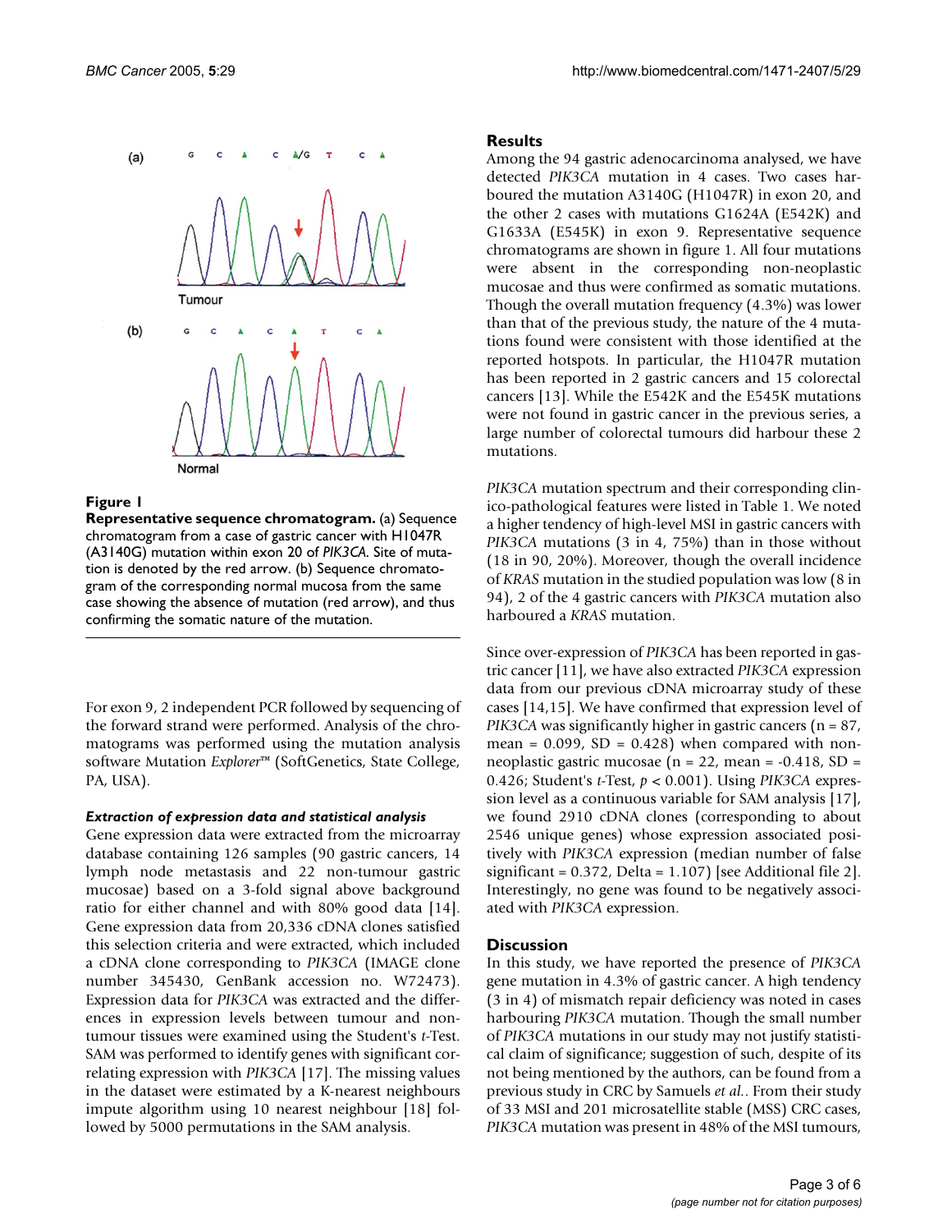**Figure 1**

**Representative sequence chromatogram.** (a) Sequence chromatogram from a case of gastric cancer with H1047R (A3140G) mutation within exon 20 of *PIK3CA*. Site of mutation is denoted by the red arrow. (b) Sequence chromatogram of the corresponding normal mucosa from the same case showing the absence of mutation (red arrow), and thus confirming the somatic nature of the mutation.

For exon 9, 2 independent PCR followed by sequencing of the forward strand were performed. Analysis of the chromatograms was performed using the mutation analysis software Mutation *Explorer*™ (SoftGenetics, State College, PA, USA).

### *Extraction of expression data and statistical analysis*

Gene expression data were extracted from the microarray database containing 126 samples (90 gastric cancers, 14 lymph node metastasis and 22 non-tumour gastric mucosae) based on a 3-fold signal above background ratio for either channel and with 80% good data [14]. Gene expression data from 20,336 cDNA clones satisfied this selection criteria and were extracted, which included a cDNA clone corresponding to *PIK3CA* (IMAGE clone number 345430, GenBank accession no. W72473). Expression data for *PIK3CA* was extracted and the differences in expression levels between tumour and non-tumour tissues were examined using the Student's *t*-Test. SAM was performed to identify genes with significant correlating expression with *PIK3CA* [17]. The missing values in the dataset were estimated by a K-nearest neighbours impute algorithm using 10 nearest neighbour [18] followed by 5000 permutations in the SAM analysis.

## Results

Among the 94 gastric adenocarcinoma analysed, we have detected *PIK3CA* mutation in 4 cases. Two cases harboured the mutation A3140G (H1047R) in exon 20, and the other 2 cases with mutations G1624A (E542K) and G1633A (E545K) in exon 9. Representative sequence chromatograms are shown in figure 1. All four mutations were absent in the corresponding non-neoplastic mucosae and thus were confirmed as somatic mutations. Though the overall mutation frequency (4.3%) was lower than that of the previous study, the nature of the 4 mutations found were consistent with those identified at the reported hotspots. In particular, the H1047R mutation has been reported in 2 gastric cancers and 15 colorectal cancers [13]. While the E542K and the E545K mutations were not found in gastric cancer in the previous series, a large number of colorectal tumours did harbour these 2 mutations.

*PIK3CA* mutation spectrum and their corresponding clinico-pathological features were listed in Table 1. We noted a higher tendency of high-level MSI in gastric cancers with *PIK3CA* mutations (3 in 4, 75%) than in those without (18 in 90, 20%). Moreover, though the overall incidence of *KRAS* mutation in the studied population was low (8 in 94), 2 of the 4 gastric cancers with *PIK3CA* mutation also harboured a *KRAS* mutation.

Since over-expression of *PIK3CA* has been reported in gastric cancer [11], we have also extracted *PIK3CA* expression data from our previous cDNA microarray study of these cases [14,15]. We have confirmed that expression level of *PIK3CA* was significantly higher in gastric cancers ($n = 87$, mean = 0.099, SD = 0.428) when compared with non-neoplastic gastric mucosae ($n = 22$, mean = -0.418, SD = 0.426; Student's *t*-Test, $p < 0.001$). Using *PIK3CA* expression level as a continuous variable for SAM analysis [17], we found 2910 cDNA clones (corresponding to about 2546 unique genes) whose expression associated positively with *PIK3CA* expression (median number of false significant = 0.372, Delta = 1.107) [see Additional file 2]. Interestingly, no gene was found to be negatively associated with *PIK3CA* expression.

## Discussion

In this study, we have reported the presence of *PIK3CA* gene mutation in 4.3% of gastric cancer. A high tendency (3 in 4) of mismatch repair deficiency was noted in cases harbouring *PIK3CA* mutation. Though the small number of *PIK3CA* mutations in our study may not justify statistical claim of significance; suggestion of such, despite of its not being mentioned by the authors, can be found from a previous study in CRC by Samuels *et al.*. From their study of 33 MSI and 201 microsatellite stable (MSS) CRC cases, *PIK3CA* mutation was present in 48% of the MSI tumours,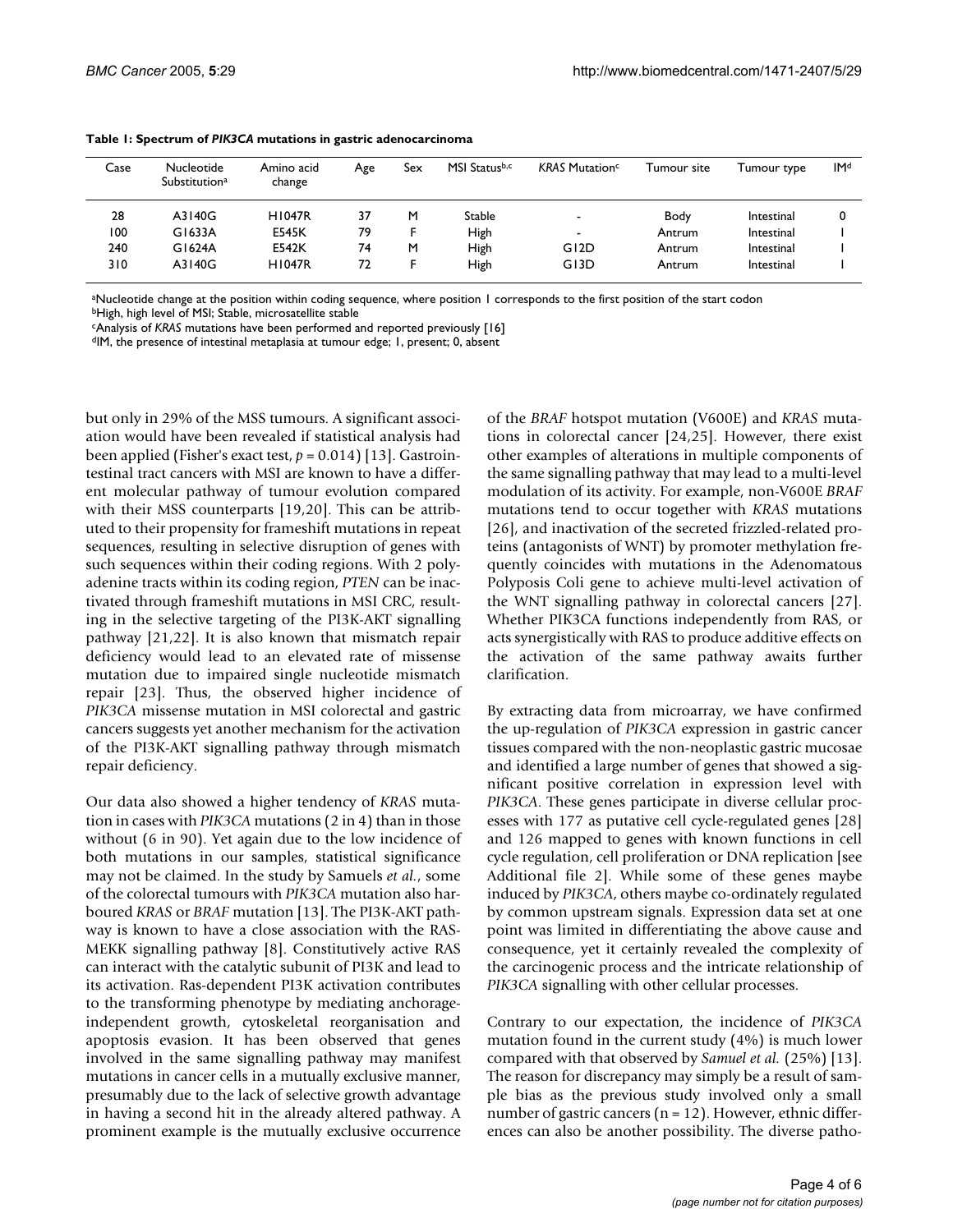**Table 1: Spectrum of *PIK3CA* mutations in gastric adenocarcinoma**

| Case | Nucleotide Substitution[a] | Amino acid change | Age | Sex | MSI Status[b,c] | *KRAS* Mutation[c] | Tumour site | Tumour type | IM[d] |
|---|---|---|---|---|---|---|---|---|---|
| 28 | A3140G | H1047R | 37 | M | Stable | - | Body | Intestinal | 0 |
| 100 | G1633A | E545K | 79 | F | High | - | Antrum | Intestinal | 1 |
| 240 | G1624A | E542K | 74 | M | High | G12D | Antrum | Intestinal | 1 |
| 310 | A3140G | H1047R | 72 | F | High | G13D | Antrum | Intestinal | 1 |

[a]Nucleotide change at the position within coding sequence, where position 1 corresponds to the first position of the start codon
[b]High, high level of MSI; Stable, microsatellite stable
[c]Analysis of *KRAS* mutations have been performed and reported previously [16]
[d]IM, the presence of intestinal metaplasia at tumour edge; 1, present; 0, absent

but only in 29% of the MSS tumours. A significant association would have been revealed if statistical analysis had been applied (Fisher's exact test, $p = 0.014$) [13]. Gastrointestinal tract cancers with MSI are known to have a different molecular pathway of tumour evolution compared with their MSS counterparts [19,20]. This can be attributed to their propensity for frameshift mutations in repeat sequences, resulting in selective disruption of genes with such sequences within their coding regions. With 2 polyadenine tracts within its coding region, *PTEN* can be inactivated through frameshift mutations in MSI CRC, resulting in the selective targeting of the PI3K-AKT signalling pathway [21,22]. It is also known that mismatch repair deficiency would lead to an elevated rate of missense mutation due to impaired single nucleotide mismatch repair [23]. Thus, the observed higher incidence of *PIK3CA* missense mutation in MSI colorectal and gastric cancers suggests yet another mechanism for the activation of the PI3K-AKT signalling pathway through mismatch repair deficiency.

Our data also showed a higher tendency of *KRAS* mutation in cases with *PIK3CA* mutations (2 in 4) than in those without (6 in 90). Yet again due to the low incidence of both mutations in our samples, statistical significance may not be claimed. In the study by Samuels *et al.*, some of the colorectal tumours with *PIK3CA* mutation also harboured *KRAS* or *BRAF* mutation [13]. The PI3K-AKT pathway is known to have a close association with the RAS-MEKK signalling pathway [8]. Constitutively active RAS can interact with the catalytic subunit of PI3K and lead to its activation. Ras-dependent PI3K activation contributes to the transforming phenotype by mediating anchorage-independent growth, cytoskeletal reorganisation and apoptosis evasion. It has been observed that genes involved in the same signalling pathway may manifest mutations in cancer cells in a mutually exclusive manner, presumably due to the lack of selective growth advantage in having a second hit in the already altered pathway. A prominent example is the mutually exclusive occurrence of the *BRAF* hotspot mutation (V600E) and *KRAS* mutations in colorectal cancer [24,25]. However, there exist other examples of alterations in multiple components of the same signalling pathway that may lead to a multi-level modulation of its activity. For example, non-V600E *BRAF* mutations tend to occur together with *KRAS* mutations [26], and inactivation of the secreted frizzled-related proteins (antagonists of WNT) by promoter methylation frequently coincides with mutations in the Adenomatous Polyposis Coli gene to achieve multi-level activation of the WNT signalling pathway in colorectal cancers [27]. Whether PIK3CA functions independently from RAS, or acts synergistically with RAS to produce additive effects on the activation of the same pathway awaits further clarification.

By extracting data from microarray, we have confirmed the up-regulation of *PIK3CA* expression in gastric cancer tissues compared with the non-neoplastic gastric mucosae and identified a large number of genes that showed a significant positive correlation in expression level with *PIK3CA*. These genes participate in diverse cellular processes with 177 as putative cell cycle-regulated genes [28] and 126 mapped to genes with known functions in cell cycle regulation, cell proliferation or DNA replication [see Additional file 2]. While some of these genes maybe induced by *PIK3CA*, others maybe co-ordinately regulated by common upstream signals. Expression data set at one point was limited in differentiating the above cause and consequence, yet it certainly revealed the complexity of the carcinogenic process and the intricate relationship of *PIK3CA* signalling with other cellular processes.

Contrary to our expectation, the incidence of *PIK3CA* mutation found in the current study (4%) is much lower compared with that observed by *Samuel et al.* (25%) [13]. The reason for discrepancy may simply be a result of sample bias as the previous study involved only a small number of gastric cancers (n = 12). However, ethnic differences can also be another possibility. The diverse patho-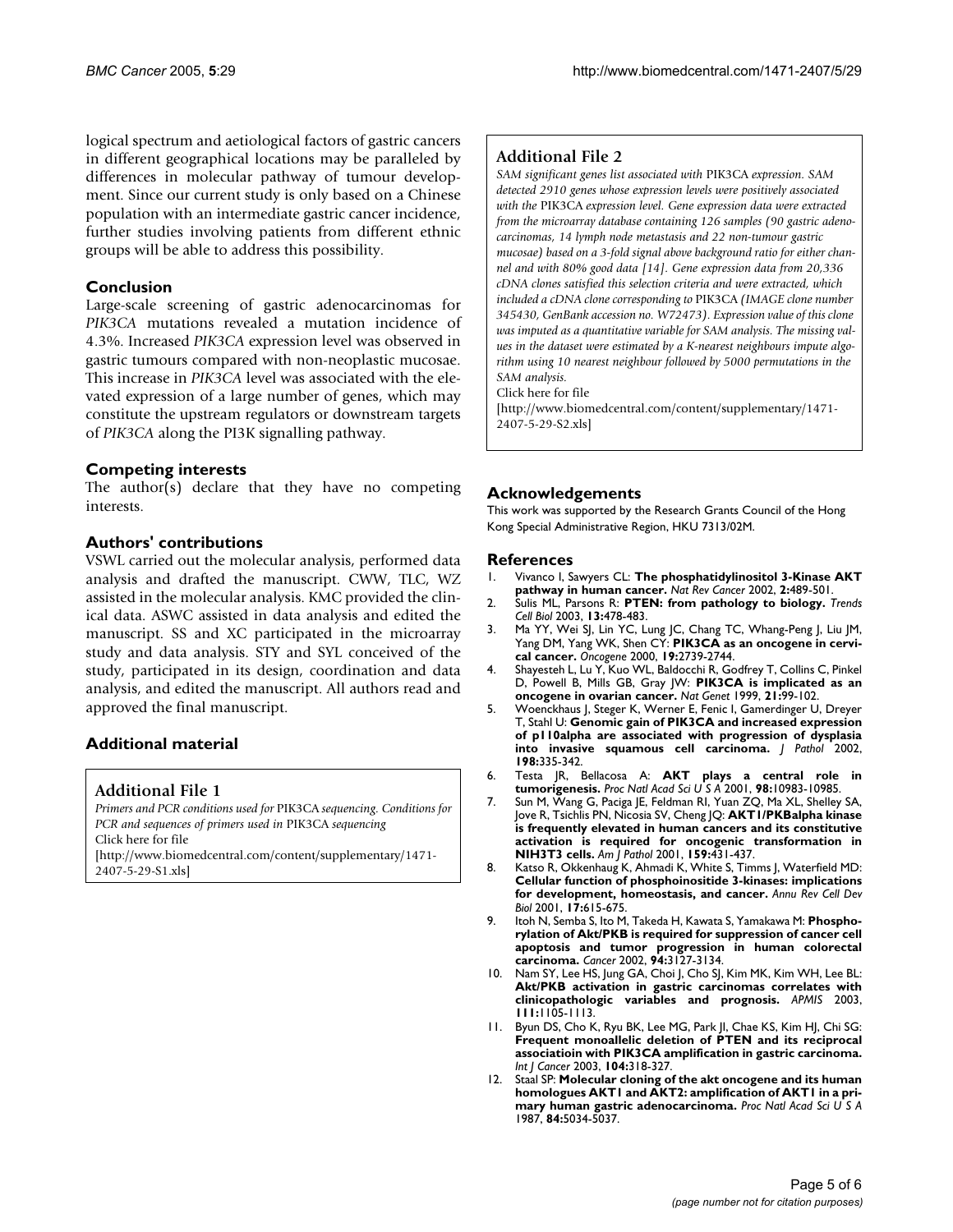logical spectrum and aetiological factors of gastric cancers in different geographical locations may be paralleled by differences in molecular pathway of tumour development. Since our current study is only based on a Chinese population with an intermediate gastric cancer incidence, further studies involving patients from different ethnic groups will be able to address this possibility.

## Conclusion

Large-scale screening of gastric adenocarcinomas for *PIK3CA* mutations revealed a mutation incidence of 4.3%. Increased *PIK3CA* expression level was observed in gastric tumours compared with non-neoplastic mucosae. This increase in *PIK3CA* level was associated with the elevated expression of a large number of genes, which may constitute the upstream regulators or downstream targets of *PIK3CA* along the PI3K signalling pathway.

## Competing interests

The author(s) declare that they have no competing interests.

## Authors' contributions

VSWL carried out the molecular analysis, performed data analysis and drafted the manuscript. CWW, TLC, WZ assisted in the molecular analysis. KMC provided the clinical data. ASWC assisted in data analysis and edited the manuscript. SS and XC participated in the microarray study and data analysis. STY and SYL conceived of the study, participated in its design, coordination and data analysis, and edited the manuscript. All authors read and approved the final manuscript.

## Additional material

### Additional File 1

*Primers and PCR conditions used for* PIK3CA *sequencing. Conditions for PCR and sequences of primers used in* PIK3CA *sequencing*

Click here for file

[http://www.biomedcentral.com/content/supplementary/1471-2407-5-29-S1.xls]

### Additional File 2

*SAM significant genes list associated with* PIK3CA *expression. SAM detected 2910 genes whose expression levels were positively associated with the* PIK3CA *expression level. Gene expression data were extracted from the microarray database containing 126 samples (90 gastric adenocarcinomas, 14 lymph node metastasis and 22 non-tumour gastric mucosae) based on a 3-fold signal above background ratio for either channel and with 80% good data [14]. Gene expression data from 20,336 cDNA clones satisfied this selection criteria and were extracted, which included a cDNA clone corresponding to* PIK3CA *(IMAGE clone number 345430, GenBank accession no. W72473). Expression value of this clone was imputed as a quantitative variable for SAM analysis. The missing values in the dataset were estimated by a K-nearest neighbours impute algorithm using 10 nearest neighbour followed by 5000 permutations in the SAM analysis.*

Click here for file

[http://www.biomedcentral.com/content/supplementary/1471-2407-5-29-S2.xls]

## Acknowledgements

This work was supported by the Research Grants Council of the Hong Kong Special Administrative Region, HKU 7313/02M.

## References

1. Vivanco I, Sawyers CL: **The phosphatidylinositol 3-Kinase AKT pathway in human cancer.** *Nat Rev Cancer* 2002, **2:**489-501.
2. Sulis ML, Parsons R: **PTEN: from pathology to biology.** *Trends Cell Biol* 2003, **13:**478-483.
3. Ma YY, Wei SJ, Lin YC, Lung JC, Chang TC, Whang-Peng J, Liu JM, Yang DM, Yang WK, Shen CY: **PIK3CA as an oncogene in cervical cancer.** *Oncogene* 2000, **19:**2739-2744.
4. Shayesteh L, Lu Y, Kuo WL, Baldocchi R, Godfrey T, Collins C, Pinkel D, Powell B, Mills GB, Gray JW: **PIK3CA is implicated as an oncogene in ovarian cancer.** *Nat Genet* 1999, **21:**99-102.
5. Woenckhaus J, Steger K, Werner E, Fenic I, Gamerdinger U, Dreyer T, Stahl U: **Genomic gain of PIK3CA and increased expression of p110alpha are associated with progression of dysplasia into invasive squamous cell carcinoma.** *J Pathol* 2002, **198:**335-342.
6. Testa JR, Bellacosa A: **AKT plays a central role in tumorigenesis.** *Proc Natl Acad Sci U S A* 2001, **98:**10983-10985.
7. Sun M, Wang G, Paciga JE, Feldman RI, Yuan ZQ, Ma XL, Shelley SA, Jove R, Tsichlis PN, Nicosia SV, Cheng JQ: **AKT1/PKBalpha kinase is frequently elevated in human cancers and its constitutive activation is required for oncogenic transformation in NIH3T3 cells.** *Am J Pathol* 2001, **159:**431-437.
8. Katso R, Okkenhaug K, Ahmadi K, White S, Timms J, Waterfield MD: **Cellular function of phosphoinositide 3-kinases: implications for development, homeostasis, and cancer.** *Annu Rev Cell Dev Biol* 2001, **17:**615-675.
9. Itoh N, Semba S, Ito M, Takeda H, Kawata S, Yamakawa M: **Phosphorylation of Akt/PKB is required for suppression of cancer cell apoptosis and tumor progression in human colorectal carcinoma.** *Cancer* 2002, **94:**3127-3134.
10. Nam SY, Lee HS, Jung GA, Choi J, Cho SJ, Kim MK, Kim WH, Lee BL: **Akt/PKB activation in gastric carcinomas correlates with clinicopathologic variables and prognosis.** *APMIS* 2003, **111:**1105-1113.
11. Byun DS, Cho K, Ryu BK, Lee MG, Park JI, Chae KS, Kim HJ, Chi SG: **Frequent monoallelic deletion of PTEN and its reciprocal associatioin with PIK3CA amplification in gastric carcinoma.** *Int J Cancer* 2003, **104:**318-327.
12. Staal SP: **Molecular cloning of the akt oncogene and its human homologues AKT1 and AKT2: amplification of AKT1 in a primary human gastric adenocarcinoma.** *Proc Natl Acad Sci U S A* 1987, **84:**5034-5037.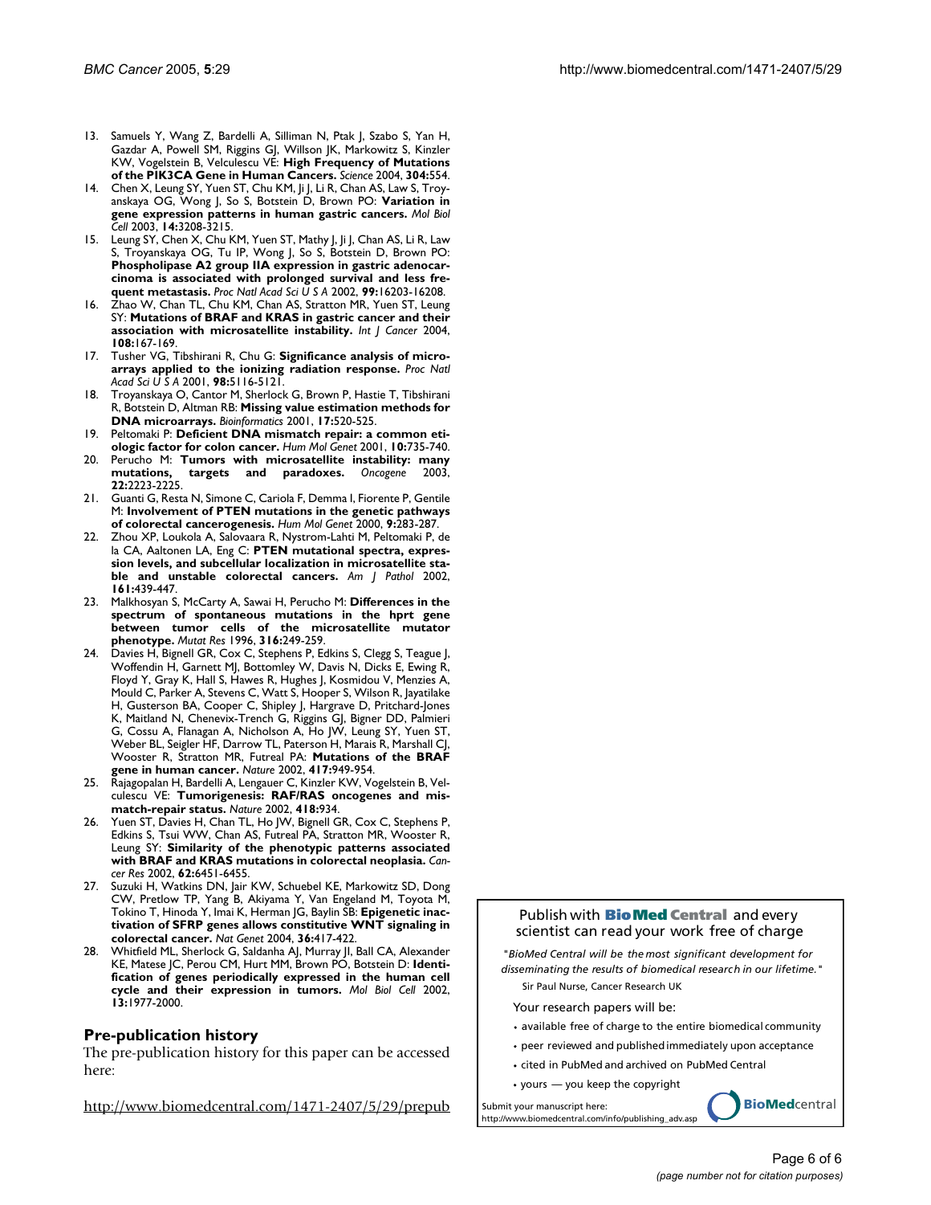13. Samuels Y, Wang Z, Bardelli A, Silliman N, Ptak J, Szabo S, Yan H, Gazdar A, Powell SM, Riggins GJ, Willson JK, Markowitz S, Kinzler KW, Vogelstein B, Velculescu VE: **High Frequency of Mutations of the PIK3CA Gene in Human Cancers.** *Science* 2004, **304:**554.
14. Chen X, Leung SY, Yuen ST, Chu KM, Ji J, Li R, Chan AS, Law S, Troyanskaya OG, Wong J, So S, Botstein D, Brown PO: **Variation in gene expression patterns in human gastric cancers.** *Mol Biol Cell* 2003, **14:**3208-3215.
15. Leung SY, Chen X, Chu KM, Yuen ST, Mathy J, Ji J, Chan AS, Li R, Law S, Troyanskaya OG, Tu IP, Wong J, So S, Botstein D, Brown PO: **Phospholipase A2 group IIA expression in gastric adenocarcinoma is associated with prolonged survival and less frequent metastasis.** *Proc Natl Acad Sci U S A* 2002, **99:**16203-16208.
16. Zhao W, Chan TL, Chu KM, Chan AS, Stratton MR, Yuen ST, Leung SY: **Mutations of BRAF and KRAS in gastric cancer and their association with microsatellite instability.** *Int J Cancer* 2004, **108:**167-169.
17. Tusher VG, Tibshirani R, Chu G: **Significance analysis of microarrays applied to the ionizing radiation response.** *Proc Natl Acad Sci U S A* 2001, **98:**5116-5121.
18. Troyanskaya O, Cantor M, Sherlock G, Brown P, Hastie T, Tibshirani R, Botstein D, Altman RB: **Missing value estimation methods for DNA microarrays.** *Bioinformatics* 2001, **17:**520-525.
19. Peltomaki P: **Deficient DNA mismatch repair: a common etiologic factor for colon cancer.** *Hum Mol Genet* 2001, **10:**735-740.
20. Perucho M: **Tumors with microsatellite instability: many mutations, targets and paradoxes.** *Oncogene* 2003, **22:**2223-2225.
21. Guanti G, Resta N, Simone C, Cariola F, Demma I, Fiorente P, Gentile M: **Involvement of PTEN mutations in the genetic pathways of colorectal cancerogenesis.** *Hum Mol Genet* 2000, **9:**283-287.
22. Zhou XP, Loukola A, Salovaara R, Nystrom-Lahti M, Peltomaki P, de la CA, Aaltonen LA, Eng C: **PTEN mutational spectra, expression levels, and subcellular localization in microsatellite stable and unstable colorectal cancers.** *Am J Pathol* 2002, **161:**439-447.
23. Malkhosyan S, McCarty A, Sawai H, Perucho M: **Differences in the spectrum of spontaneous mutations in the hprt gene between tumor cells of the microsatellite mutator phenotype.** *Mutat Res* 1996, **316:**249-259.
24. Davies H, Bignell GR, Cox C, Stephens P, Edkins S, Clegg S, Teague J, Woffendin H, Garnett MJ, Bottomley W, Davis N, Dicks E, Ewing R, Floyd Y, Gray K, Hall S, Hawes R, Hughes J, Kosmidou V, Menzies A, Mould C, Parker A, Stevens C, Watt S, Hooper S, Wilson R, Jayatilake H, Gusterson BA, Cooper C, Shipley J, Hargrave D, Pritchard-Jones K, Maitland N, Chenevix-Trench G, Riggins GJ, Bigner DD, Palmieri G, Cossu A, Flanagan A, Nicholson A, Ho JW, Leung SY, Yuen ST, Weber BL, Seigler HF, Darrow TL, Paterson H, Marais R, Marshall CJ, Wooster R, Stratton MR, Futreal PA: **Mutations of the BRAF gene in human cancer.** *Nature* 2002, **417:**949-954.
25. Rajagopalan H, Bardelli A, Lengauer C, Kinzler KW, Vogelstein B, Velculescu VE: **Tumorigenesis: RAF/RAS oncogenes and mismatch-repair status.** *Nature* 2002, **418:**934.
26. Yuen ST, Davies H, Chan TL, Ho JW, Bignell GR, Cox C, Stephens P, Edkins S, Tsui WW, Chan AS, Futreal PA, Stratton MR, Wooster R, Leung SY: **Similarity of the phenotypic patterns associated with BRAF and KRAS mutations in colorectal neoplasia.** *Cancer Res* 2002, **62:**6451-6455.
27. Suzuki H, Watkins DN, Jair KW, Schuebel KE, Markowitz SD, Dong CW, Pretlow TP, Yang B, Akiyama Y, Van Engeland M, Toyota M, Tokino T, Hinoda Y, Imai K, Herman JG, Baylin SB: **Epigenetic inactivation of SFRP genes allows constitutive WNT signaling in colorectal cancer.** *Nat Genet* 2004, **36:**417-422.
28. Whitfield ML, Sherlock G, Saldanha AJ, Murray JI, Ball CA, Alexander KE, Matese JC, Perou CM, Hurt MM, Brown PO, Botstein D: **Identification of genes periodically expressed in the human cell cycle and their expression in tumors.** *Mol Biol Cell* 2002, **13:**1977-2000.

## Pre-publication history

The pre-publication history for this paper can be accessed here:

http://www.biomedcentral.com/1471-2407/5/29/prepub

Publish with **BioMed Central** and every scientist can read your work free of charge

*"BioMed Central will be the most significant development for disseminating the results of biomedical research in our lifetime."*

Sir Paul Nurse, Cancer Research UK

Your research papers will be:

- available free of charge to the entire biomedical community
- peer reviewed and published immediately upon acceptance
- cited in PubMed and archived on PubMed Central
- yours — you keep the copyright

Submit your manuscript here:
http://www.biomedcentral.com/info/publishing_adv.asp

BioMedcentral